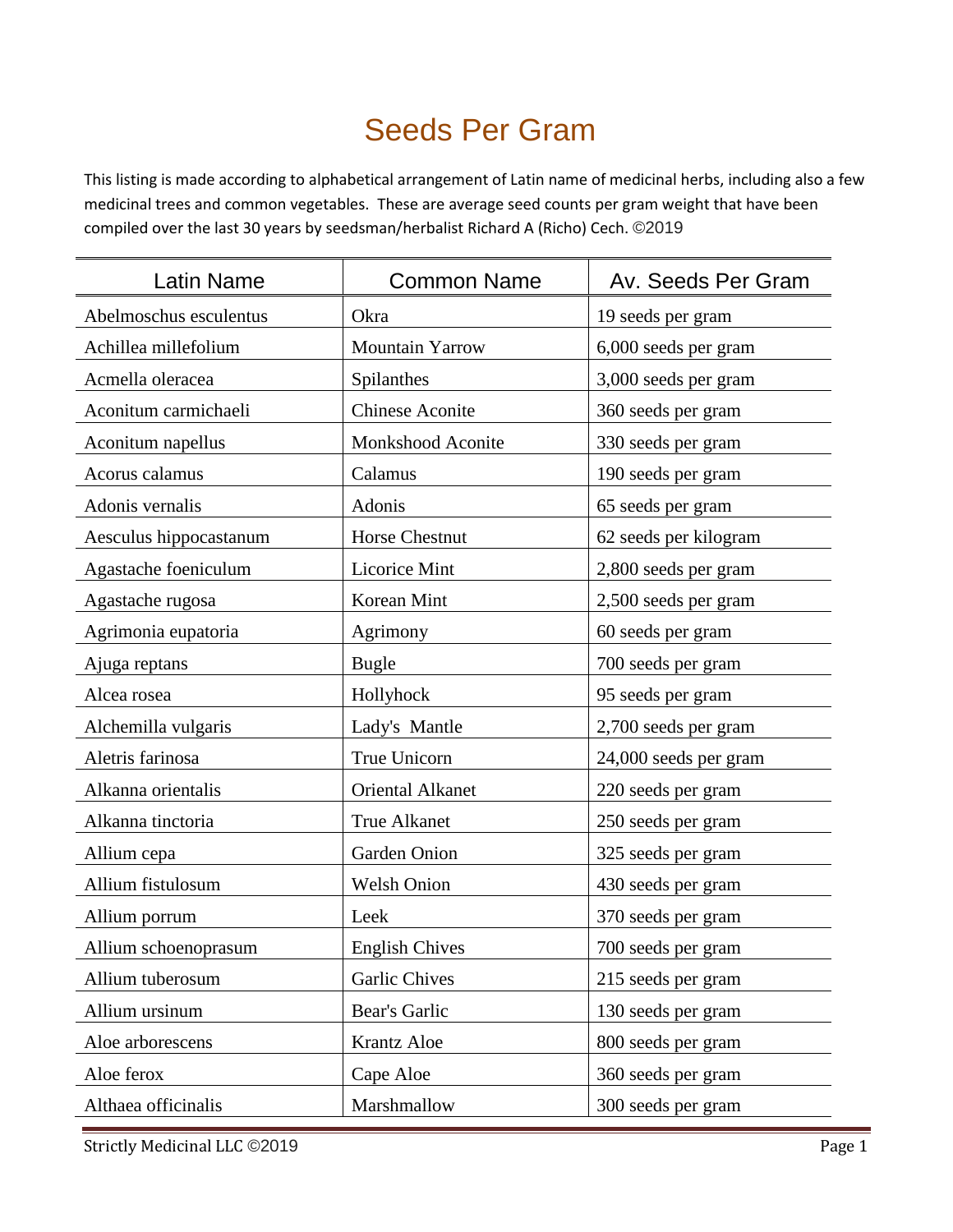# Seeds Per Gram

This listing is made according to alphabetical arrangement of Latin name of medicinal herbs, including also a few medicinal trees and common vegetables. These are average seed counts per gram weight that have been compiled over the last 30 years by seedsman/herbalist Richard A (Richo) Cech. ©2019

| Latin Name | Common Name | Av. Seeds Per Gram |
|---|---|---|
| Abelmoschus esculentus | Okra | 19 seeds per gram |
| Achillea millefolium | Mountain Yarrow | 6,000 seeds per gram |
| Acmella oleracea | Spilanthes | 3,000 seeds per gram |
| Aconitum carmichaeli | Chinese Aconite | 360 seeds per gram |
| Aconitum napellus | Monkshood Aconite | 330 seeds per gram |
| Acorus calamus | Calamus | 190 seeds per gram |
| Adonis vernalis | Adonis | 65 seeds per gram |
| Aesculus hippocastanum | Horse Chestnut | 62 seeds per kilogram |
| Agastache foeniculum | Licorice Mint | 2,800 seeds per gram |
| Agastache rugosa | Korean Mint | 2,500 seeds per gram |
| Agrimonia eupatoria | Agrimony | 60 seeds per gram |
| Ajuga reptans | Bugle | 700 seeds per gram |
| Alcea rosea | Hollyhock | 95 seeds per gram |
| Alchemilla vulgaris | Lady's Mantle | 2,700 seeds per gram |
| Aletris farinosa | True Unicorn | 24,000 seeds per gram |
| Alkanna orientalis | Oriental Alkanet | 220 seeds per gram |
| Alkanna tinctoria | True Alkanet | 250 seeds per gram |
| Allium cepa | Garden Onion | 325 seeds per gram |
| Allium fistulosum | Welsh Onion | 430 seeds per gram |
| Allium porrum | Leek | 370 seeds per gram |
| Allium schoenoprasum | English Chives | 700 seeds per gram |
| Allium tuberosum | Garlic Chives | 215 seeds per gram |
| Allium ursinum | Bear's Garlic | 130 seeds per gram |
| Aloe arborescens | Krantz Aloe | 800 seeds per gram |
| Aloe ferox | Cape Aloe | 360 seeds per gram |
| Althaea officinalis | Marshmallow | 300 seeds per gram |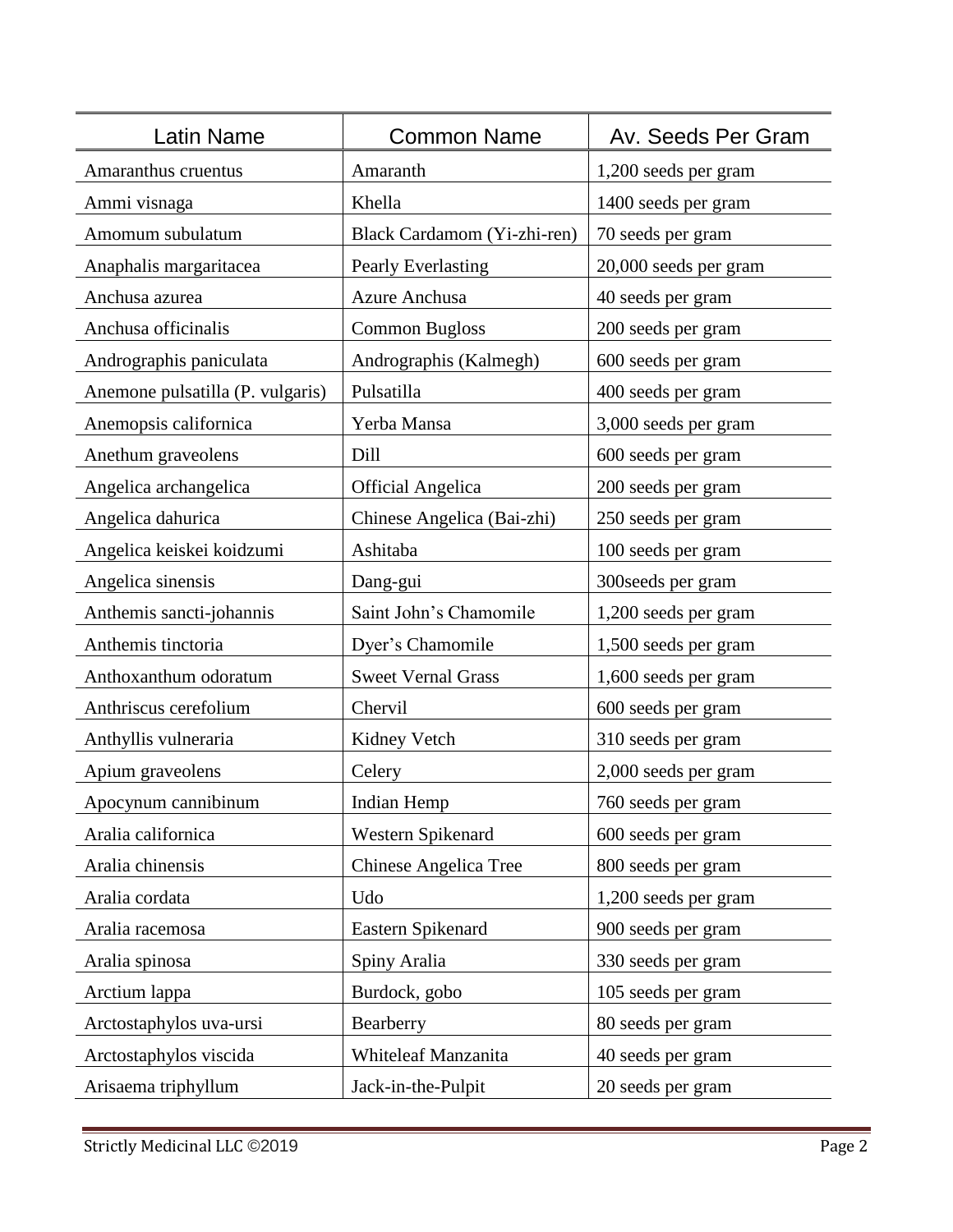| Latin Name | Common Name | Av. Seeds Per Gram |
| --- | --- | --- |
| Amaranthus cruentus | Amaranth | 1,200 seeds per gram |
| Ammi visnaga | Khella | 1400 seeds per gram |
| Amomum subulatum | Black Cardamom (Yi-zhi-ren) | 70 seeds per gram |
| Anaphalis margaritacea | Pearly Everlasting | 20,000 seeds per gram |
| Anchusa azurea | Azure Anchusa | 40 seeds per gram |
| Anchusa officinalis | Common Bugloss | 200 seeds per gram |
| Andrographis paniculata | Andrographis (Kalmegh) | 600 seeds per gram |
| Anemone pulsatilla (P. vulgaris) | Pulsatilla | 400 seeds per gram |
| Anemopsis californica | Yerba Mansa | 3,000 seeds per gram |
| Anethum graveolens | Dill | 600 seeds per gram |
| Angelica archangelica | Official Angelica | 200 seeds per gram |
| Angelica dahurica | Chinese Angelica (Bai-zhi) | 250 seeds per gram |
| Angelica keiskei koidzumi | Ashitaba | 100 seeds per gram |
| Angelica sinensis | Dang-gui | 300seeds per gram |
| Anthemis sancti-johannis | Saint John's Chamomile | 1,200 seeds per gram |
| Anthemis tinctoria | Dyer's Chamomile | 1,500 seeds per gram |
| Anthoxanthum odoratum | Sweet Vernal Grass | 1,600 seeds per gram |
| Anthriscus cerefolium | Chervil | 600 seeds per gram |
| Anthyllis vulneraria | Kidney Vetch | 310 seeds per gram |
| Apium graveolens | Celery | 2,000 seeds per gram |
| Apocynum cannibinum | Indian Hemp | 760 seeds per gram |
| Aralia californica | Western Spikenard | 600 seeds per gram |
| Aralia chinensis | Chinese Angelica Tree | 800 seeds per gram |
| Aralia cordata | Udo | 1,200 seeds per gram |
| Aralia racemosa | Eastern Spikenard | 900 seeds per gram |
| Aralia spinosa | Spiny Aralia | 330 seeds per gram |
| Arctium lappa | Burdock, gobo | 105 seeds per gram |
| Arctostaphylos uva-ursi | Bearberry | 80 seeds per gram |
| Arctostaphylos viscida | Whiteleaf Manzanita | 40 seeds per gram |
| Arisaema triphyllum | Jack-in-the-Pulpit | 20 seeds per gram |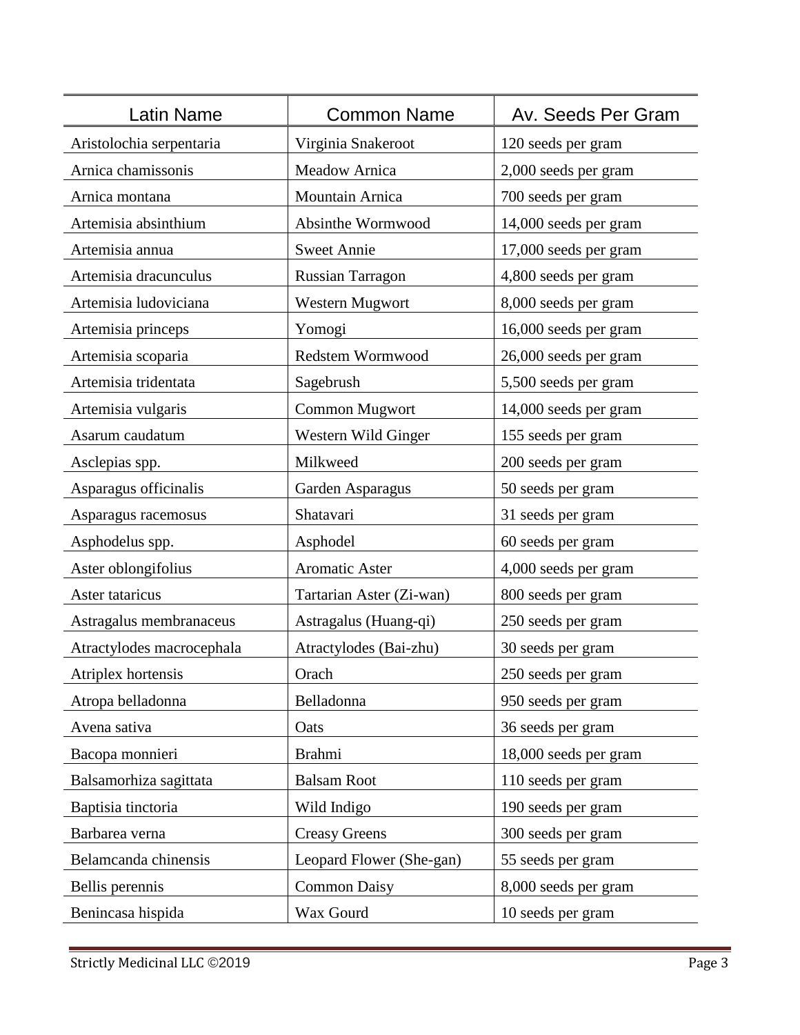| Latin Name | Common Name | Av. Seeds Per Gram |
| --- | --- | --- |
| Aristolochia serpentaria | Virginia Snakeroot | 120 seeds per gram |
| Arnica chamissonis | Meadow Arnica | 2,000 seeds per gram |
| Arnica montana | Mountain Arnica | 700 seeds per gram |
| Artemisia absinthium | Absinthe Wormwood | 14,000 seeds per gram |
| Artemisia annua | Sweet Annie | 17,000 seeds per gram |
| Artemisia dracunculus | Russian Tarragon | 4,800 seeds per gram |
| Artemisia ludoviciana | Western Mugwort | 8,000 seeds per gram |
| Artemisia princeps | Yomogi | 16,000 seeds per gram |
| Artemisia scoparia | Redstem Wormwood | 26,000 seeds per gram |
| Artemisia tridentata | Sagebrush | 5,500 seeds per gram |
| Artemisia vulgaris | Common Mugwort | 14,000 seeds per gram |
| Asarum caudatum | Western Wild Ginger | 155 seeds per gram |
| Asclepias spp. | Milkweed | 200 seeds per gram |
| Asparagus officinalis | Garden Asparagus | 50 seeds per gram |
| Asparagus racemosus | Shatavari | 31 seeds per gram |
| Asphodelus spp. | Asphodel | 60 seeds per gram |
| Aster oblongifolius | Aromatic Aster | 4,000 seeds per gram |
| Aster tataricus | Tartarian Aster (Zi-wan) | 800 seeds per gram |
| Astragalus membranaceus | Astragalus (Huang-qi) | 250 seeds per gram |
| Atractylodes macrocephala | Atractylodes (Bai-zhu) | 30 seeds per gram |
| Atriplex hortensis | Orach | 250 seeds per gram |
| Atropa belladonna | Belladonna | 950 seeds per gram |
| Avena sativa | Oats | 36 seeds per gram |
| Bacopa monnieri | Brahmi | 18,000 seeds per gram |
| Balsamorhiza sagittata | Balsam Root | 110 seeds per gram |
| Baptisia tinctoria | Wild Indigo | 190 seeds per gram |
| Barbarea verna | Creasy Greens | 300 seeds per gram |
| Belamcanda chinensis | Leopard Flower (She-gan) | 55 seeds per gram |
| Bellis perennis | Common Daisy | 8,000 seeds per gram |
| Benincasa hispida | Wax Gourd | 10 seeds per gram |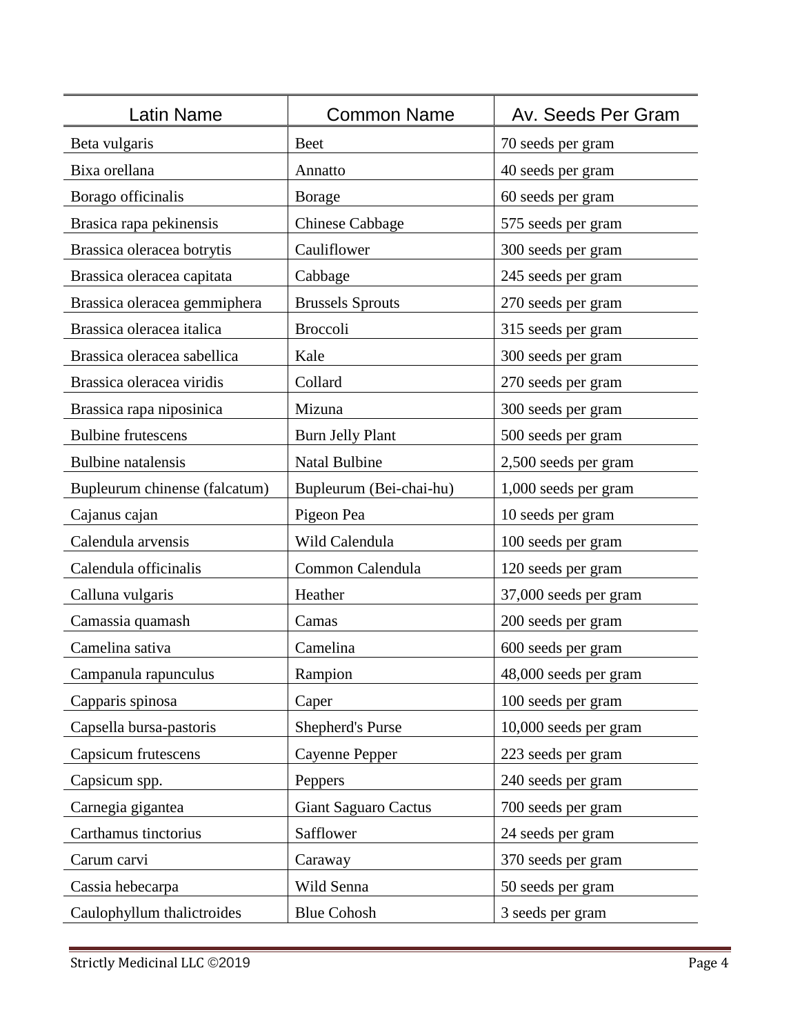| Latin Name | Common Name | Av. Seeds Per Gram |
|---|---|---|
| Beta vulgaris | Beet | 70 seeds per gram |
| Bixa orellana | Annatto | 40 seeds per gram |
| Borago officinalis | Borage | 60 seeds per gram |
| Brasica rapa pekinensis | Chinese Cabbage | 575 seeds per gram |
| Brassica oleracea botrytis | Cauliflower | 300 seeds per gram |
| Brassica oleracea capitata | Cabbage | 245 seeds per gram |
| Brassica oleracea gemmiphera | Brussels Sprouts | 270 seeds per gram |
| Brassica oleracea italica | Broccoli | 315 seeds per gram |
| Brassica oleracea sabellica | Kale | 300 seeds per gram |
| Brassica oleracea viridis | Collard | 270 seeds per gram |
| Brassica rapa niposinica | Mizuna | 300 seeds per gram |
| Bulbine frutescens | Burn Jelly Plant | 500 seeds per gram |
| Bulbine natalensis | Natal Bulbine | 2,500 seeds per gram |
| Bupleurum chinense (falcatum) | Bupleurum (Bei-chai-hu) | 1,000 seeds per gram |
| Cajanus cajan | Pigeon Pea | 10 seeds per gram |
| Calendula arvensis | Wild Calendula | 100 seeds per gram |
| Calendula officinalis | Common Calendula | 120 seeds per gram |
| Calluna vulgaris | Heather | 37,000 seeds per gram |
| Camassia quamash | Camas | 200 seeds per gram |
| Camelina sativa | Camelina | 600 seeds per gram |
| Campanula rapunculus | Rampion | 48,000 seeds per gram |
| Capparis spinosa | Caper | 100 seeds per gram |
| Capsella bursa-pastoris | Shepherd's Purse | 10,000 seeds per gram |
| Capsicum frutescens | Cayenne Pepper | 223 seeds per gram |
| Capsicum spp. | Peppers | 240 seeds per gram |
| Carnegia gigantea | Giant Saguaro Cactus | 700 seeds per gram |
| Carthamus tinctorius | Safflower | 24 seeds per gram |
| Carum carvi | Caraway | 370 seeds per gram |
| Cassia hebecarpa | Wild Senna | 50 seeds per gram |
| Caulophyllum thalictroides | Blue Cohosh | 3 seeds per gram |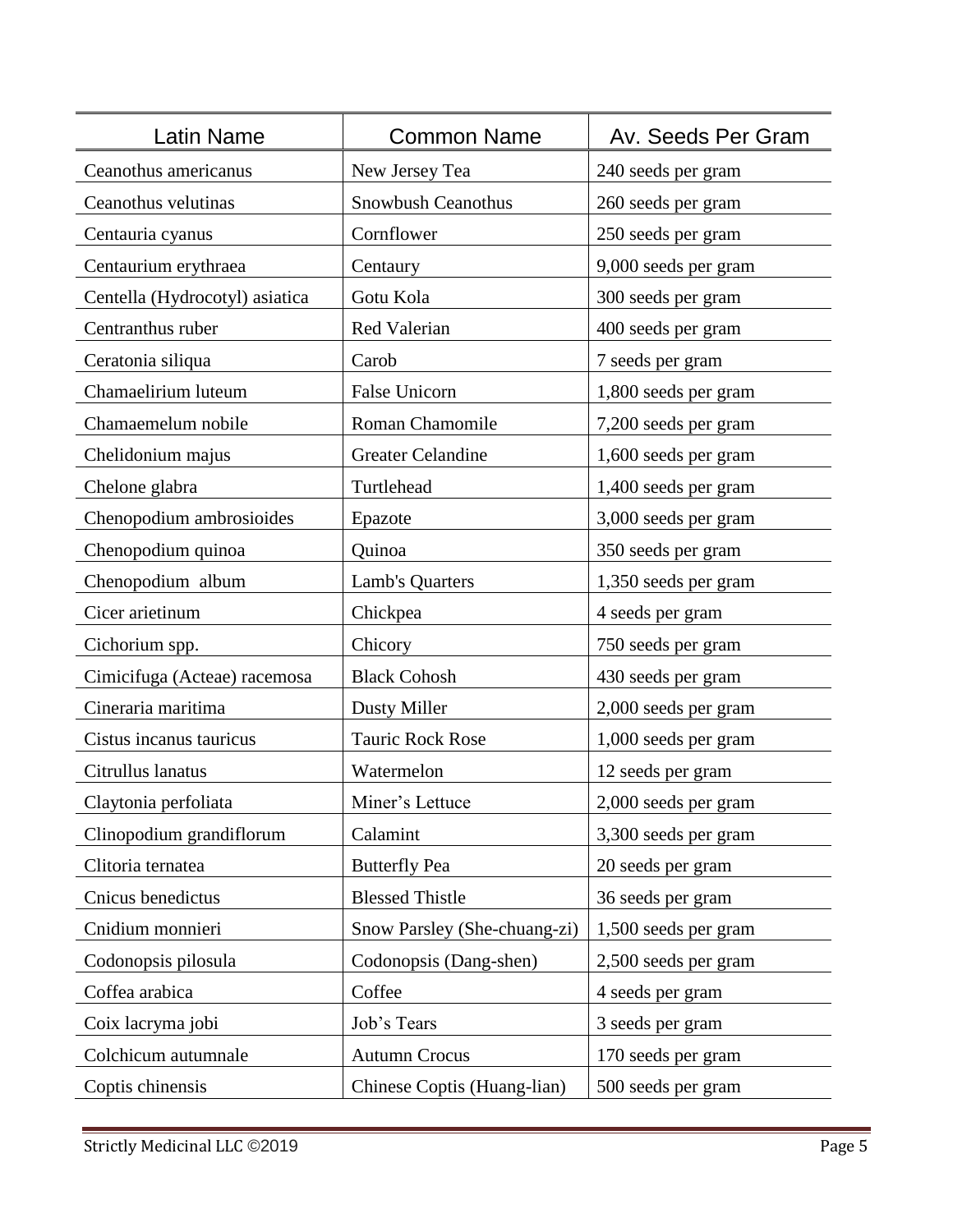| Latin Name | Common Name | Av. Seeds Per Gram |
|---|---|---|
| Ceanothus americanus | New Jersey Tea | 240 seeds per gram |
| Ceanothus velutinas | Snowbush Ceanothus | 260 seeds per gram |
| Centauria cyanus | Cornflower | 250 seeds per gram |
| Centaurium erythraea | Centaury | 9,000 seeds per gram |
| Centella (Hydrocotyl) asiatica | Gotu Kola | 300 seeds per gram |
| Centranthus ruber | Red Valerian | 400 seeds per gram |
| Ceratonia siliqua | Carob | 7 seeds per gram |
| Chamaelirium luteum | False Unicorn | 1,800 seeds per gram |
| Chamaemelum nobile | Roman Chamomile | 7,200 seeds per gram |
| Chelidonium majus | Greater Celandine | 1,600 seeds per gram |
| Chelone glabra | Turtlehead | 1,400 seeds per gram |
| Chenopodium ambrosioides | Epazote | 3,000 seeds per gram |
| Chenopodium quinoa | Quinoa | 350 seeds per gram |
| Chenopodium album | Lamb's Quarters | 1,350 seeds per gram |
| Cicer arietinum | Chickpea | 4 seeds per gram |
| Cichorium spp. | Chicory | 750 seeds per gram |
| Cimicifuga (Acteae) racemosa | Black Cohosh | 430 seeds per gram |
| Cineraria maritima | Dusty Miller | 2,000 seeds per gram |
| Cistus incanus tauricus | Tauric Rock Rose | 1,000 seeds per gram |
| Citrullus lanatus | Watermelon | 12 seeds per gram |
| Claytonia perfoliata | Miner's Lettuce | 2,000 seeds per gram |
| Clinopodium grandiflorum | Calamint | 3,300 seeds per gram |
| Clitoria ternatea | Butterfly Pea | 20 seeds per gram |
| Cnicus benedictus | Blessed Thistle | 36 seeds per gram |
| Cnidium monnieri | Snow Parsley (She-chuang-zi) | 1,500 seeds per gram |
| Codonopsis pilosula | Codonopsis (Dang-shen) | 2,500 seeds per gram |
| Coffea arabica | Coffee | 4 seeds per gram |
| Coix lacryma jobi | Job's Tears | 3 seeds per gram |
| Colchicum autumnale | Autumn Crocus | 170 seeds per gram |
| Coptis chinensis | Chinese Coptis (Huang-lian) | 500 seeds per gram |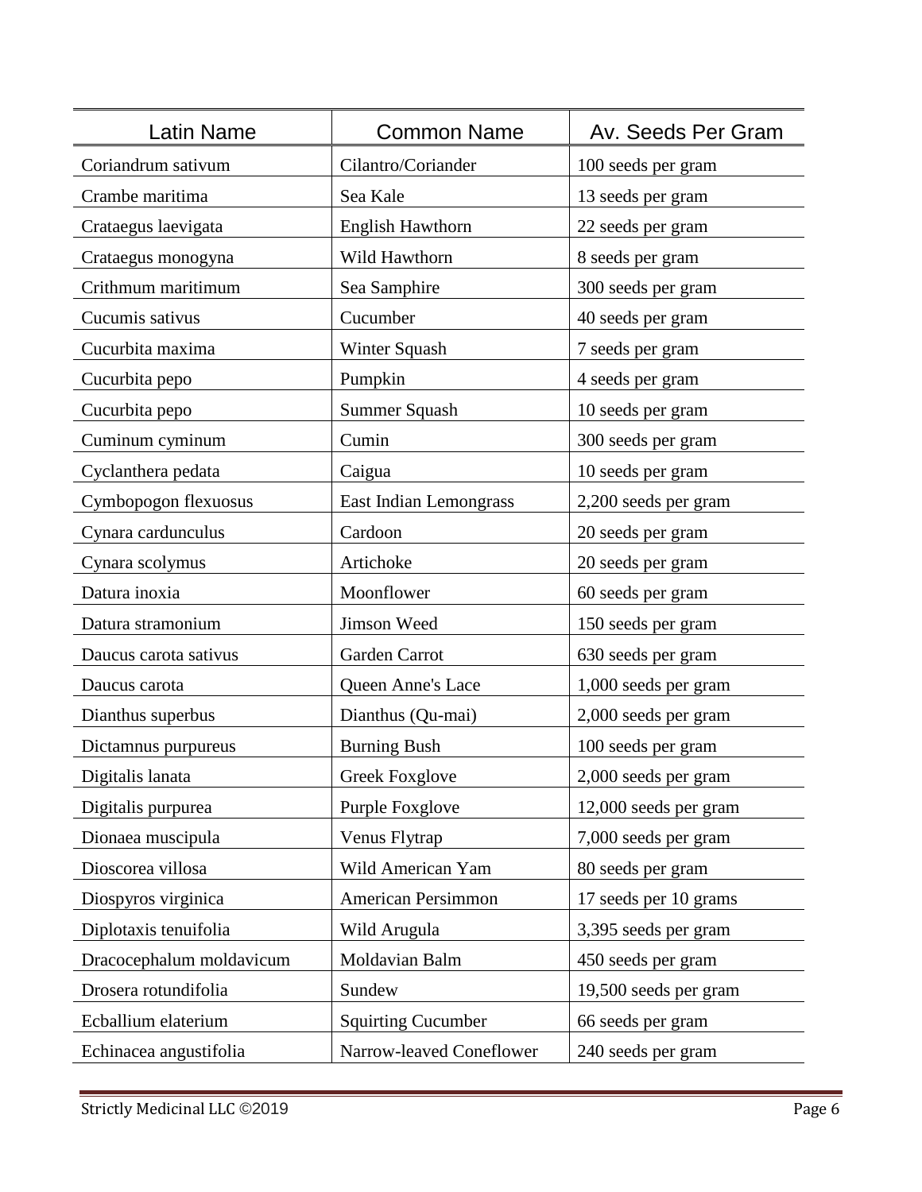| Latin Name | Common Name | Av. Seeds Per Gram |
| --- | --- | --- |
| Coriandrum sativum | Cilantro/Coriander | 100 seeds per gram |
| Crambe maritima | Sea Kale | 13 seeds per gram |
| Crataegus laevigata | English Hawthorn | 22 seeds per gram |
| Crataegus monogyna | Wild Hawthorn | 8 seeds per gram |
| Crithmum maritimum | Sea Samphire | 300 seeds per gram |
| Cucumis sativus | Cucumber | 40 seeds per gram |
| Cucurbita maxima | Winter Squash | 7 seeds per gram |
| Cucurbita pepo | Pumpkin | 4 seeds per gram |
| Cucurbita pepo | Summer Squash | 10 seeds per gram |
| Cuminum cyminum | Cumin | 300 seeds per gram |
| Cyclanthera pedata | Caigua | 10 seeds per gram |
| Cymbopogon flexuosus | East Indian Lemongrass | 2,200 seeds per gram |
| Cynara cardunculus | Cardoon | 20 seeds per gram |
| Cynara scolymus | Artichoke | 20 seeds per gram |
| Datura inoxia | Moonflower | 60 seeds per gram |
| Datura stramonium | Jimson Weed | 150 seeds per gram |
| Daucus carota sativus | Garden Carrot | 630 seeds per gram |
| Daucus carota | Queen Anne's Lace | 1,000 seeds per gram |
| Dianthus superbus | Dianthus (Qu-mai) | 2,000 seeds per gram |
| Dictamnus purpureus | Burning Bush | 100 seeds per gram |
| Digitalis lanata | Greek Foxglove | 2,000 seeds per gram |
| Digitalis purpurea | Purple Foxglove | 12,000 seeds per gram |
| Dionaea muscipula | Venus Flytrap | 7,000 seeds per gram |
| Dioscorea villosa | Wild American Yam | 80 seeds per gram |
| Diospyros virginica | American Persimmon | 17 seeds per 10 grams |
| Diplotaxis tenuifolia | Wild Arugula | 3,395 seeds per gram |
| Dracocephalum moldavicum | Moldavian Balm | 450 seeds per gram |
| Drosera rotundifolia | Sundew | 19,500 seeds per gram |
| Ecballium elaterium | Squirting Cucumber | 66 seeds per gram |
| Echinacea angustifolia | Narrow-leaved Coneflower | 240 seeds per gram |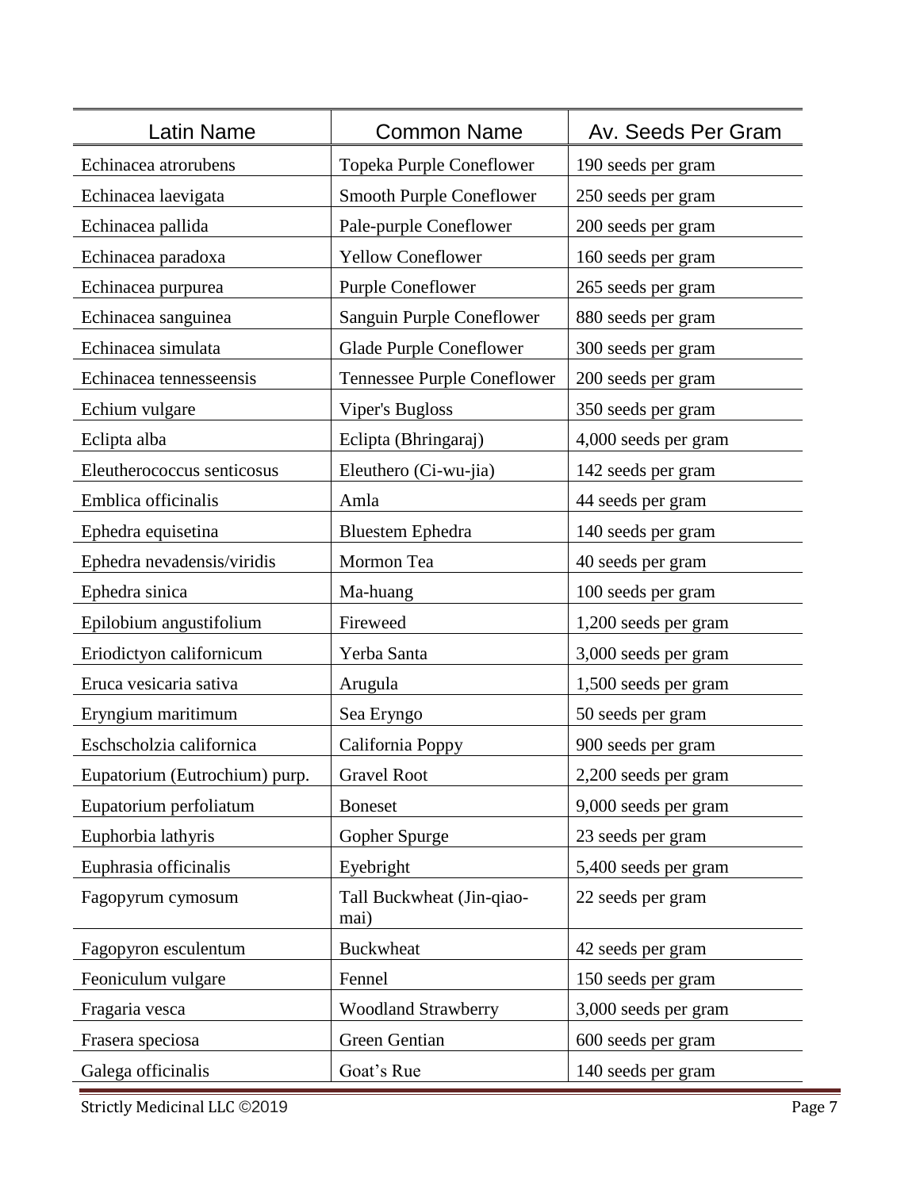| Latin Name | Common Name | Av. Seeds Per Gram |
| --- | --- | --- |
| Echinacea atrorubens | Topeka Purple Coneflower | 190 seeds per gram |
| Echinacea laevigata | Smooth Purple Coneflower | 250 seeds per gram |
| Echinacea pallida | Pale-purple Coneflower | 200 seeds per gram |
| Echinacea paradoxa | Yellow Coneflower | 160 seeds per gram |
| Echinacea purpurea | Purple Coneflower | 265 seeds per gram |
| Echinacea sanguinea | Sanguin Purple Coneflower | 880 seeds per gram |
| Echinacea simulata | Glade Purple Coneflower | 300 seeds per gram |
| Echinacea tennesseensis | Tennessee Purple Coneflower | 200 seeds per gram |
| Echium vulgare | Viper's Bugloss | 350 seeds per gram |
| Eclipta alba | Eclipta (Bhringaraj) | 4,000 seeds per gram |
| Eleutherococcus senticosus | Eleuthero (Ci-wu-jia) | 142 seeds per gram |
| Emblica officinalis | Amla | 44 seeds per gram |
| Ephedra equisetina | Bluestem Ephedra | 140 seeds per gram |
| Ephedra nevadensis/viridis | Mormon Tea | 40 seeds per gram |
| Ephedra sinica | Ma-huang | 100 seeds per gram |
| Epilobium angustifolium | Fireweed | 1,200 seeds per gram |
| Eriodictyon californicum | Yerba Santa | 3,000 seeds per gram |
| Eruca vesicaria sativa | Arugula | 1,500 seeds per gram |
| Eryngium maritimum | Sea Eryngo | 50 seeds per gram |
| Eschscholzia californica | California Poppy | 900 seeds per gram |
| Eupatorium (Eutrochium) purp. | Gravel Root | 2,200 seeds per gram |
| Eupatorium perfoliatum | Boneset | 9,000 seeds per gram |
| Euphorbia lathyris | Gopher Spurge | 23 seeds per gram |
| Euphrasia officinalis | Eyebright | 5,400 seeds per gram |
| Fagopyrum cymosum | Tall Buckwheat (Jin-qiao-mai) | 22 seeds per gram |
| Fagopyron esculentum | Buckwheat | 42 seeds per gram |
| Feoniculum vulgare | Fennel | 150 seeds per gram |
| Fragaria vesca | Woodland Strawberry | 3,000 seeds per gram |
| Frasera speciosa | Green Gentian | 600 seeds per gram |
| Galega officinalis | Goat's Rue | 140 seeds per gram |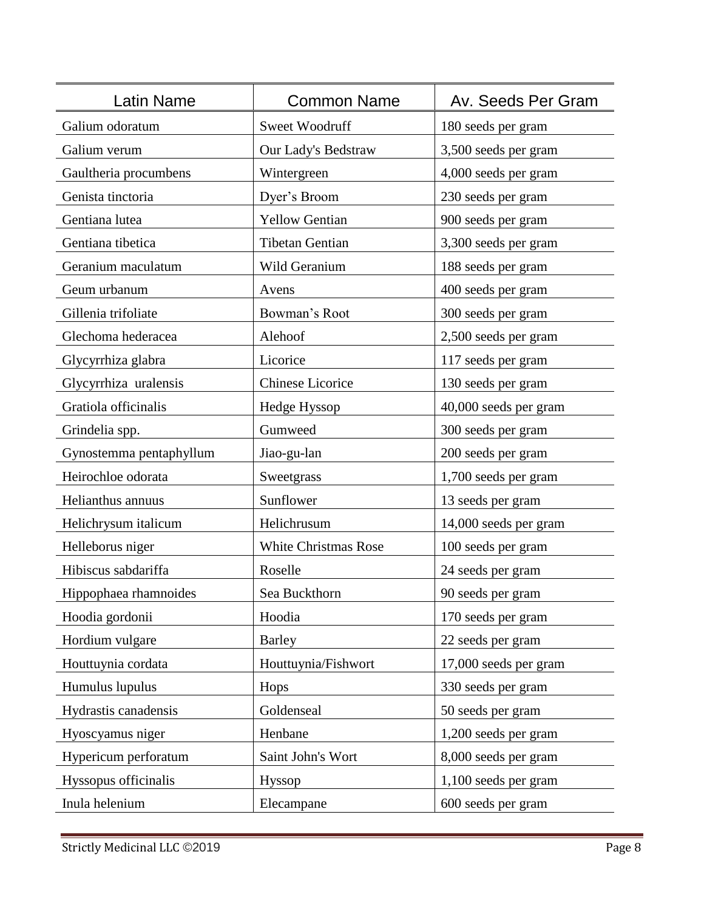| Latin Name | Common Name | Av. Seeds Per Gram |
|---|---|---|
| Galium odoratum | Sweet Woodruff | 180 seeds per gram |
| Galium verum | Our Lady's Bedstraw | 3,500 seeds per gram |
| Gaultheria procumbens | Wintergreen | 4,000 seeds per gram |
| Genista tinctoria | Dyer’s Broom | 230 seeds per gram |
| Gentiana lutea | Yellow Gentian | 900 seeds per gram |
| Gentiana tibetica | Tibetan Gentian | 3,300 seeds per gram |
| Geranium maculatum | Wild Geranium | 188 seeds per gram |
| Geum urbanum | Avens | 400 seeds per gram |
| Gillenia trifoliate | Bowman’s Root | 300 seeds per gram |
| Glechoma hederacea | Alehoof | 2,500 seeds per gram |
| Glycyrrhiza glabra | Licorice | 117 seeds per gram |
| Glycyrrhiza uralensis | Chinese Licorice | 130 seeds per gram |
| Gratiola officinalis | Hedge Hyssop | 40,000 seeds per gram |
| Grindelia spp. | Gumweed | 300 seeds per gram |
| Gynostemma pentaphyllum | Jiao-gu-lan | 200 seeds per gram |
| Heirochloe odorata | Sweetgrass | 1,700 seeds per gram |
| Helianthus annuus | Sunflower | 13 seeds per gram |
| Helichrysum italicum | Helichrusum | 14,000 seeds per gram |
| Helleborus niger | White Christmas Rose | 100 seeds per gram |
| Hibiscus sabdariffa | Roselle | 24 seeds per gram |
| Hippophaea rhamnoides | Sea Buckthorn | 90 seeds per gram |
| Hoodia gordonii | Hoodia | 170 seeds per gram |
| Hordium vulgare | Barley | 22 seeds per gram |
| Houttuynia cordata | Houttuynia/Fishwort | 17,000 seeds per gram |
| Humulus lupulus | Hops | 330 seeds per gram |
| Hydrastis canadensis | Goldenseal | 50 seeds per gram |
| Hyoscyamus niger | Henbane | 1,200 seeds per gram |
| Hypericum perforatum | Saint John's Wort | 8,000 seeds per gram |
| Hyssopus officinalis | Hyssop | 1,100 seeds per gram |
| Inula helenium | Elecampane | 600 seeds per gram |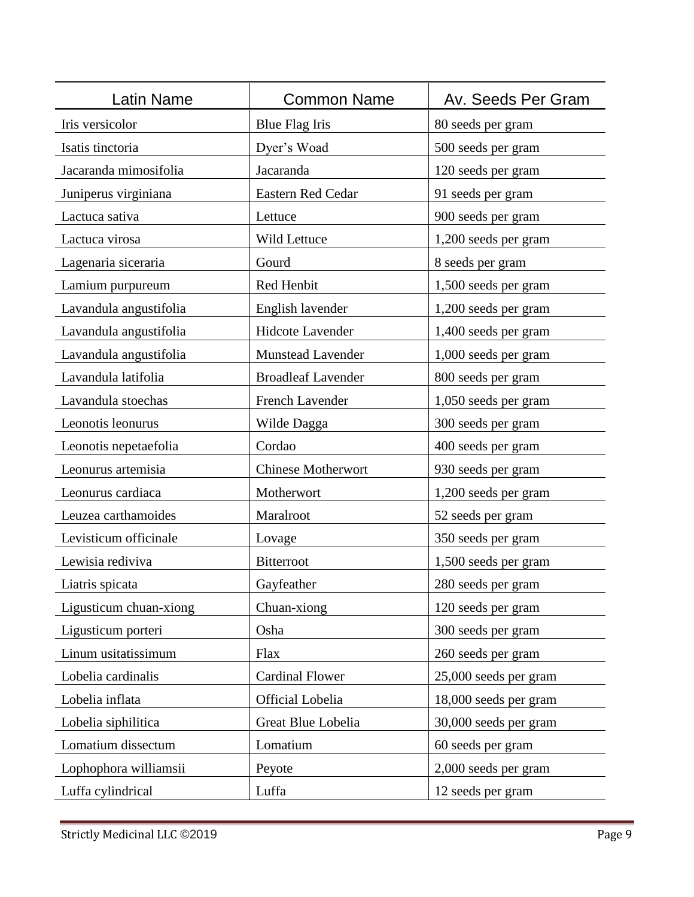| Latin Name | Common Name | Av. Seeds Per Gram |
|---|---|---|
| Iris versicolor | Blue Flag Iris | 80 seeds per gram |
| Isatis tinctoria | Dyer's Woad | 500 seeds per gram |
| Jacaranda mimosifolia | Jacaranda | 120 seeds per gram |
| Juniperus virginiana | Eastern Red Cedar | 91 seeds per gram |
| Lactuca sativa | Lettuce | 900 seeds per gram |
| Lactuca virosa | Wild Lettuce | 1,200 seeds per gram |
| Lagenaria siceraria | Gourd | 8 seeds per gram |
| Lamium purpureum | Red Henbit | 1,500 seeds per gram |
| Lavandula angustifolia | English lavender | 1,200 seeds per gram |
| Lavandula angustifolia | Hidcote Lavender | 1,400 seeds per gram |
| Lavandula angustifolia | Munstead Lavender | 1,000 seeds per gram |
| Lavandula latifolia | Broadleaf Lavender | 800 seeds per gram |
| Lavandula stoechas | French Lavender | 1,050 seeds per gram |
| Leonotis leonurus | Wilde Dagga | 300 seeds per gram |
| Leonotis nepetaefolia | Cordao | 400 seeds per gram |
| Leonurus artemisia | Chinese Motherwort | 930 seeds per gram |
| Leonurus cardiaca | Motherwort | 1,200 seeds per gram |
| Leuzea carthamoides | Maralroot | 52 seeds per gram |
| Levisticum officinale | Lovage | 350 seeds per gram |
| Lewisia rediviva | Bitterroot | 1,500 seeds per gram |
| Liatris spicata | Gayfeather | 280 seeds per gram |
| Ligusticum chuan-xiong | Chuan-xiong | 120 seeds per gram |
| Ligusticum porteri | Osha | 300 seeds per gram |
| Linum usitatissimum | Flax | 260 seeds per gram |
| Lobelia cardinalis | Cardinal Flower | 25,000 seeds per gram |
| Lobelia inflata | Official Lobelia | 18,000 seeds per gram |
| Lobelia siphilitica | Great Blue Lobelia | 30,000 seeds per gram |
| Lomatium dissectum | Lomatium | 60 seeds per gram |
| Lophophora williamsii | Peyote | 2,000 seeds per gram |
| Luffa cylindrical | Luffa | 12 seeds per gram |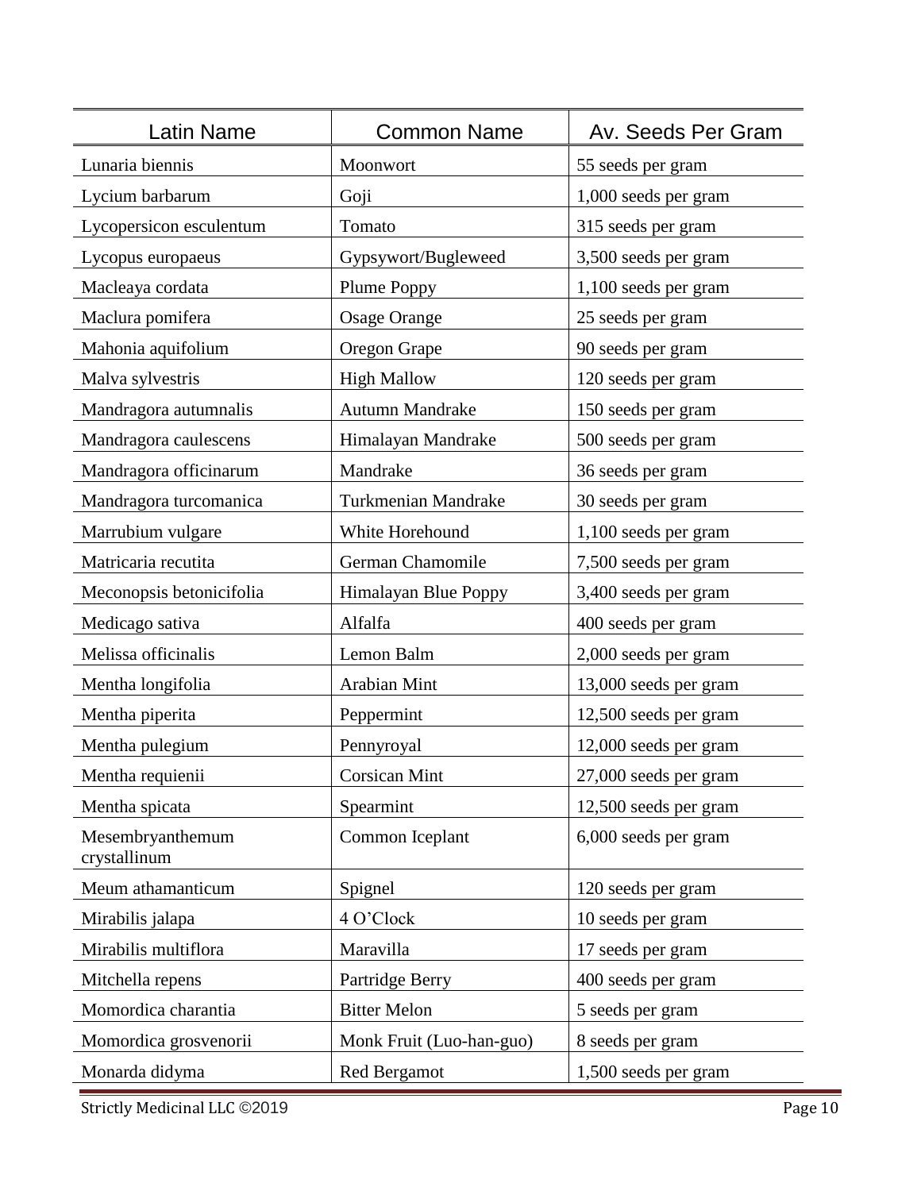| Latin Name | Common Name | Av. Seeds Per Gram |
|---|---|---|
| Lunaria biennis | Moonwort | 55 seeds per gram |
| Lycium barbarum | Goji | 1,000 seeds per gram |
| Lycopersicon esculentum | Tomato | 315 seeds per gram |
| Lycopus europaeus | Gypsywort/Bugleweed | 3,500 seeds per gram |
| Macleaya cordata | Plume Poppy | 1,100 seeds per gram |
| Maclura pomifera | Osage Orange | 25 seeds per gram |
| Mahonia aquifolium | Oregon Grape | 90 seeds per gram |
| Malva sylvestris | High Mallow | 120 seeds per gram |
| Mandragora autumnalis | Autumn Mandrake | 150 seeds per gram |
| Mandragora caulescens | Himalayan Mandrake | 500 seeds per gram |
| Mandragora officinarum | Mandrake | 36 seeds per gram |
| Mandragora turcomanica | Turkmenian Mandrake | 30 seeds per gram |
| Marrubium vulgare | White Horehound | 1,100 seeds per gram |
| Matricaria recutita | German Chamomile | 7,500 seeds per gram |
| Meconopsis betonicifolia | Himalayan Blue Poppy | 3,400 seeds per gram |
| Medicago sativa | Alfalfa | 400 seeds per gram |
| Melissa officinalis | Lemon Balm | 2,000 seeds per gram |
| Mentha longifolia | Arabian Mint | 13,000 seeds per gram |
| Mentha piperita | Peppermint | 12,500 seeds per gram |
| Mentha pulegium | Pennyroyal | 12,000 seeds per gram |
| Mentha requienii | Corsican Mint | 27,000 seeds per gram |
| Mentha spicata | Spearmint | 12,500 seeds per gram |
| Mesembryanthemum crystallinum | Common Iceplant | 6,000 seeds per gram |
| Meum athamanticum | Spignel | 120 seeds per gram |
| Mirabilis jalapa | 4 O'Clock | 10 seeds per gram |
| Mirabilis multiflora | Maravilla | 17 seeds per gram |
| Mitchella repens | Partridge Berry | 400 seeds per gram |
| Momordica charantia | Bitter Melon | 5 seeds per gram |
| Momordica grosvenorii | Monk Fruit (Luo-han-guo) | 8 seeds per gram |
| Monarda didyma | Red Bergamot | 1,500 seeds per gram |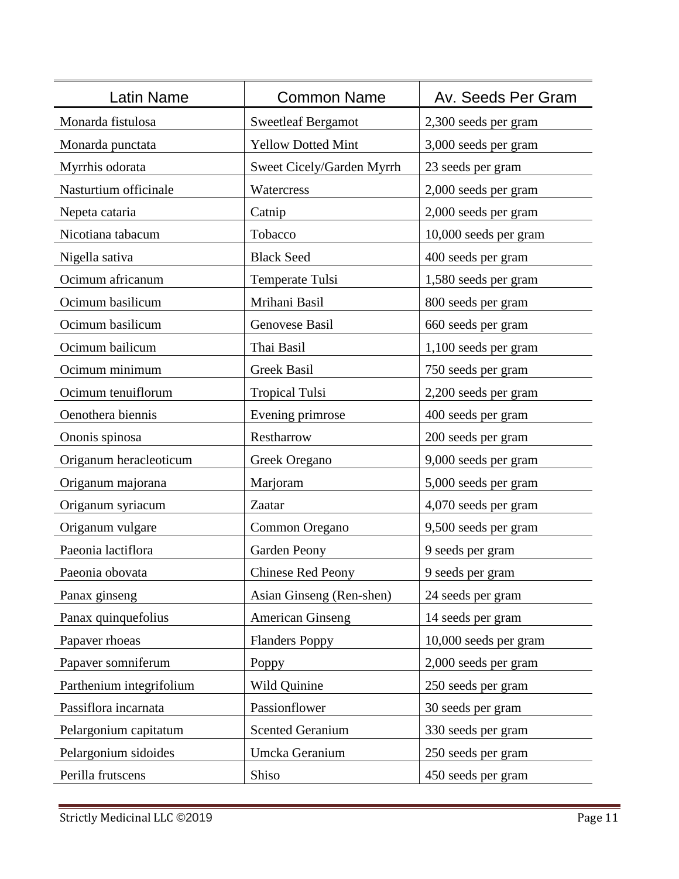| Latin Name | Common Name | Av. Seeds Per Gram |
|---|---|---|
| Monarda fistulosa | Sweetleaf Bergamot | 2,300 seeds per gram |
| Monarda punctata | Yellow Dotted Mint | 3,000 seeds per gram |
| Myrrhis odorata | Sweet Cicely/Garden Myrrh | 23 seeds per gram |
| Nasturtium officinale | Watercress | 2,000 seeds per gram |
| Nepeta cataria | Catnip | 2,000 seeds per gram |
| Nicotiana tabacum | Tobacco | 10,000 seeds per gram |
| Nigella sativa | Black Seed | 400 seeds per gram |
| Ocimum africanum | Temperate Tulsi | 1,580 seeds per gram |
| Ocimum basilicum | Mrihani Basil | 800 seeds per gram |
| Ocimum basilicum | Genovese Basil | 660 seeds per gram |
| Ocimum bailicum | Thai Basil | 1,100 seeds per gram |
| Ocimum minimum | Greek Basil | 750 seeds per gram |
| Ocimum tenuiflorum | Tropical Tulsi | 2,200 seeds per gram |
| Oenothera biennis | Evening primrose | 400 seeds per gram |
| Ononis spinosa | Restharrow | 200 seeds per gram |
| Origanum heracleoticum | Greek Oregano | 9,000 seeds per gram |
| Origanum majorana | Marjoram | 5,000 seeds per gram |
| Origanum syriacum | Zaatar | 4,070 seeds per gram |
| Origanum vulgare | Common Oregano | 9,500 seeds per gram |
| Paeonia lactiflora | Garden Peony | 9 seeds per gram |
| Paeonia obovata | Chinese Red Peony | 9 seeds per gram |
| Panax ginseng | Asian Ginseng (Ren-shen) | 24 seeds per gram |
| Panax quinquefolius | American Ginseng | 14 seeds per gram |
| Papaver rhoeas | Flanders Poppy | 10,000 seeds per gram |
| Papaver somniferum | Poppy | 2,000 seeds per gram |
| Parthenium integrifolium | Wild Quinine | 250 seeds per gram |
| Passiflora incarnata | Passionflower | 30 seeds per gram |
| Pelargonium capitatum | Scented Geranium | 330 seeds per gram |
| Pelargonium sidoides | Umcka Geranium | 250 seeds per gram |
| Perilla frutscens | Shiso | 450 seeds per gram |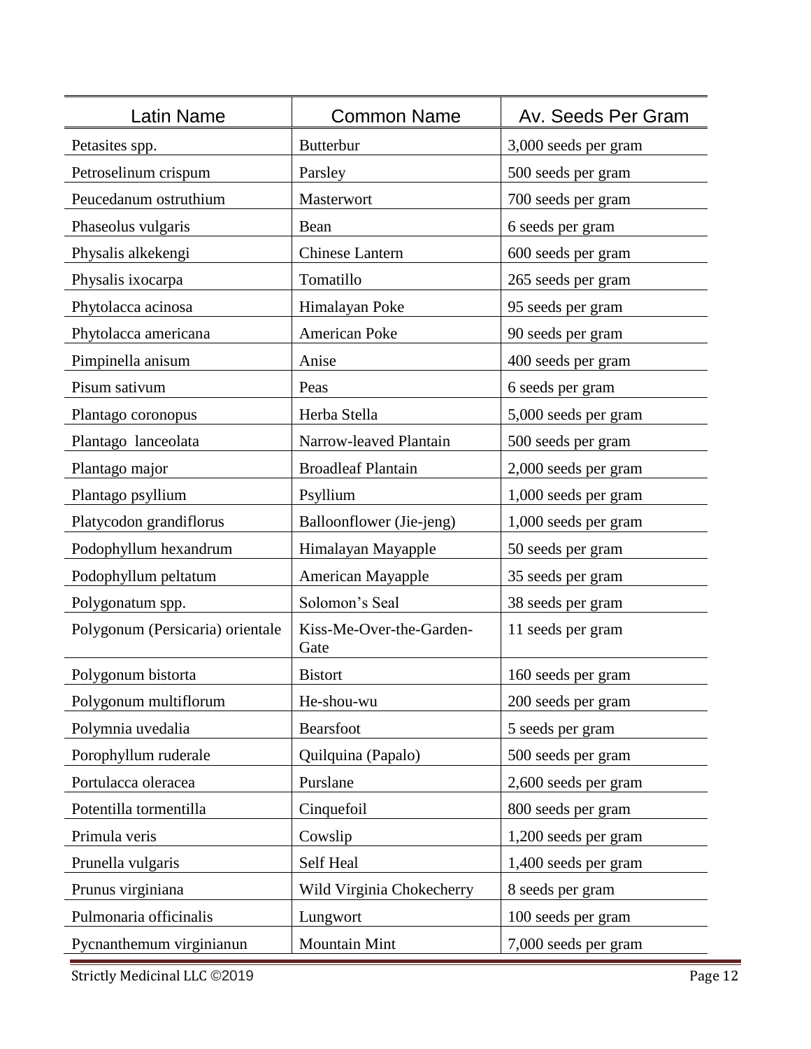| Latin Name | Common Name | Av. Seeds Per Gram |
|---|---|---|
| Petasites spp. | Butterbur | 3,000 seeds per gram |
| Petroselinum crispum | Parsley | 500 seeds per gram |
| Peucedanum ostruthium | Masterwort | 700 seeds per gram |
| Phaseolus vulgaris | Bean | 6 seeds per gram |
| Physalis alkekengi | Chinese Lantern | 600 seeds per gram |
| Physalis ixocarpa | Tomatillo | 265 seeds per gram |
| Phytolacca acinosa | Himalayan Poke | 95 seeds per gram |
| Phytolacca americana | American Poke | 90 seeds per gram |
| Pimpinella anisum | Anise | 400 seeds per gram |
| Pisum sativum | Peas | 6 seeds per gram |
| Plantago coronopus | Herba Stella | 5,000 seeds per gram |
| Plantago  lanceolata | Narrow-leaved Plantain | 500 seeds per gram |
| Plantago major | Broadleaf Plantain | 2,000 seeds per gram |
| Plantago psyllium | Psyllium | 1,000 seeds per gram |
| Platycodon grandiflorus | Balloonflower (Jie-jeng) | 1,000 seeds per gram |
| Podophyllum hexandrum | Himalayan Mayapple | 50 seeds per gram |
| Podophyllum peltatum | American Mayapple | 35 seeds per gram |
| Polygonatum spp. | Solomon's Seal | 38 seeds per gram |
| Polygonum (Persicaria) orientale | Kiss-Me-Over-the-Garden-Gate | 11 seeds per gram |
| Polygonum bistorta | Bistort | 160 seeds per gram |
| Polygonum multiflorum | He-shou-wu | 200 seeds per gram |
| Polymnia uvedalia | Bearsfoot | 5 seeds per gram |
| Porophyllum ruderale | Quilquina (Papalo) | 500 seeds per gram |
| Portulacca oleracea | Purslane | 2,600 seeds per gram |
| Potentilla tormentilla | Cinquefoil | 800 seeds per gram |
| Primula veris | Cowslip | 1,200 seeds per gram |
| Prunella vulgaris | Self Heal | 1,400 seeds per gram |
| Prunus virginiana | Wild Virginia Chokecherry | 8 seeds per gram |
| Pulmonaria officinalis | Lungwort | 100 seeds per gram |
| Pycnanthemum virginianun | Mountain Mint | 7,000 seeds per gram |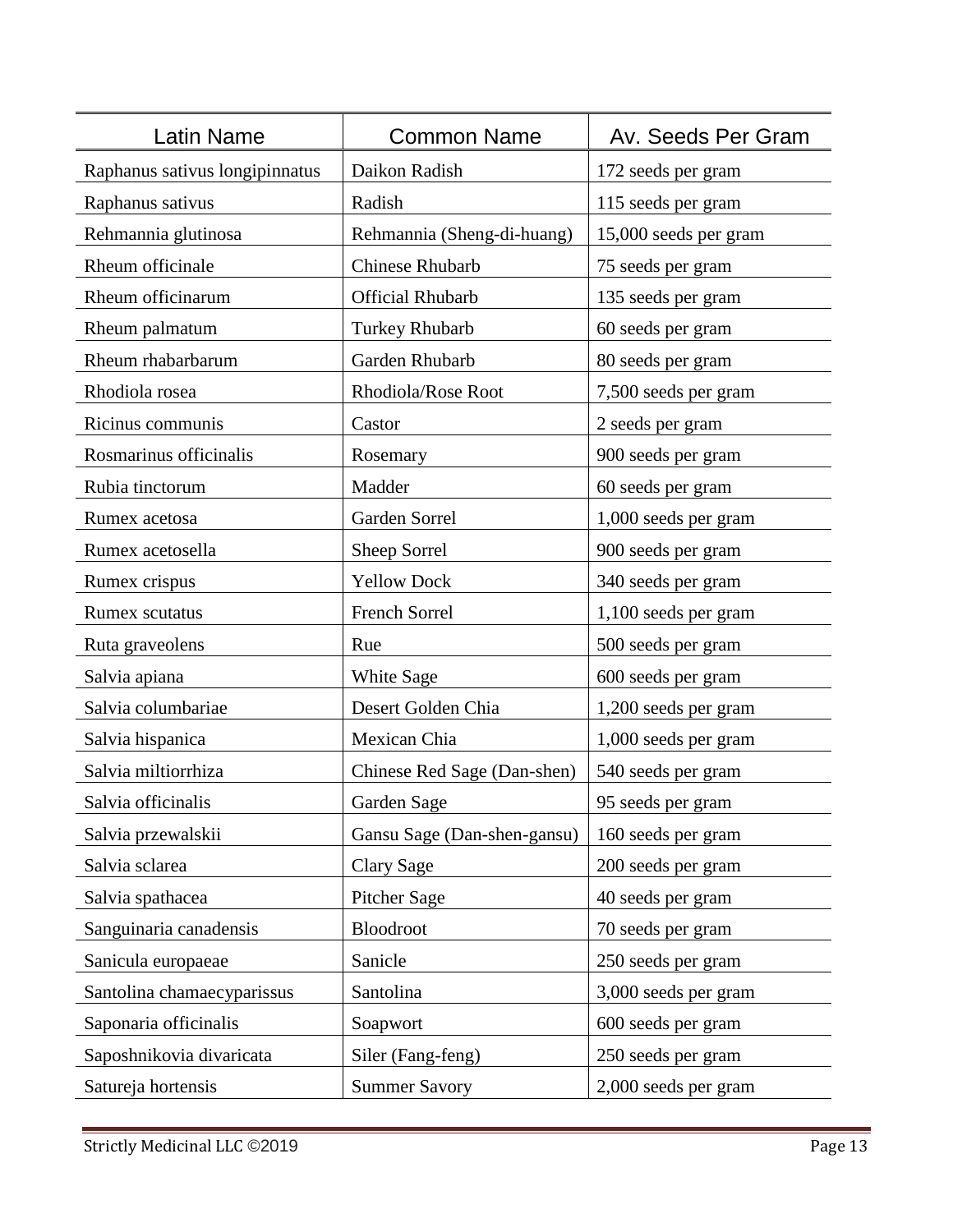| Latin Name | Common Name | Av. Seeds Per Gram |
|---|---|---|
| Raphanus sativus longipinnatus | Daikon Radish | 172 seeds per gram |
| Raphanus sativus | Radish | 115 seeds per gram |
| Rehmannia glutinosa | Rehmannia (Sheng-di-huang) | 15,000 seeds per gram |
| Rheum officinale | Chinese Rhubarb | 75 seeds per gram |
| Rheum officinarum | Official Rhubarb | 135 seeds per gram |
| Rheum palmatum | Turkey Rhubarb | 60 seeds per gram |
| Rheum rhabarbarum | Garden Rhubarb | 80 seeds per gram |
| Rhodiola rosea | Rhodiola/Rose Root | 7,500 seeds per gram |
| Ricinus communis | Castor | 2 seeds per gram |
| Rosmarinus officinalis | Rosemary | 900 seeds per gram |
| Rubia tinctorum | Madder | 60 seeds per gram |
| Rumex acetosa | Garden Sorrel | 1,000 seeds per gram |
| Rumex acetosella | Sheep Sorrel | 900 seeds per gram |
| Rumex crispus | Yellow Dock | 340 seeds per gram |
| Rumex scutatus | French Sorrel | 1,100 seeds per gram |
| Ruta graveolens | Rue | 500 seeds per gram |
| Salvia apiana | White Sage | 600 seeds per gram |
| Salvia columbariae | Desert Golden Chia | 1,200 seeds per gram |
| Salvia hispanica | Mexican Chia | 1,000 seeds per gram |
| Salvia miltiorrhiza | Chinese Red Sage (Dan-shen) | 540 seeds per gram |
| Salvia officinalis | Garden Sage | 95 seeds per gram |
| Salvia przewalskii | Gansu Sage (Dan-shen-gansu) | 160 seeds per gram |
| Salvia sclarea | Clary Sage | 200 seeds per gram |
| Salvia spathacea | Pitcher Sage | 40 seeds per gram |
| Sanguinaria canadensis | Bloodroot | 70 seeds per gram |
| Sanicula europaeae | Sanicle | 250 seeds per gram |
| Santolina chamaecyparissus | Santolina | 3,000 seeds per gram |
| Saponaria officinalis | Soapwort | 600 seeds per gram |
| Saposhnikovia divaricata | Siler (Fang-feng) | 250 seeds per gram |
| Satureja hortensis | Summer Savory | 2,000 seeds per gram |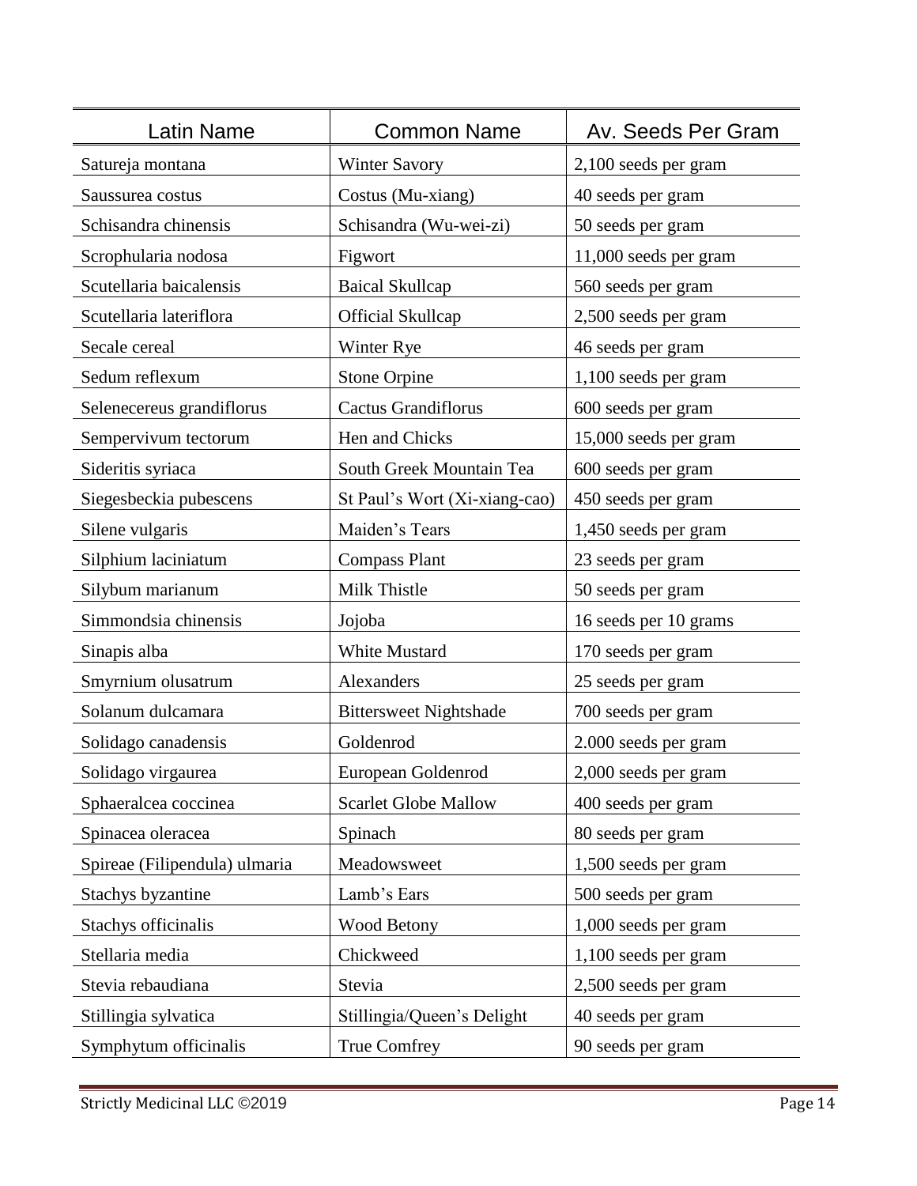| Latin Name | Common Name | Av. Seeds Per Gram |
| --- | --- | --- |
| Satureja montana | Winter Savory | 2,100 seeds per gram |
| Saussurea costus | Costus (Mu-xiang) | 40 seeds per gram |
| Schisandra chinensis | Schisandra (Wu-wei-zi) | 50 seeds per gram |
| Scrophularia nodosa | Figwort | 11,000 seeds per gram |
| Scutellaria baicalensis | Baical Skullcap | 560 seeds per gram |
| Scutellaria lateriflora | Official Skullcap | 2,500 seeds per gram |
| Secale cereal | Winter Rye | 46 seeds per gram |
| Sedum reflexum | Stone Orpine | 1,100 seeds per gram |
| Selenecereus grandiflorus | Cactus Grandiflorus | 600 seeds per gram |
| Sempervivum tectorum | Hen and Chicks | 15,000 seeds per gram |
| Sideritis syriaca | South Greek Mountain Tea | 600 seeds per gram |
| Siegesbeckia pubescens | St Paul's Wort (Xi-xiang-cao) | 450 seeds per gram |
| Silene vulgaris | Maiden's Tears | 1,450 seeds per gram |
| Silphium laciniatum | Compass Plant | 23 seeds per gram |
| Silybum marianum | Milk Thistle | 50 seeds per gram |
| Simmondsia chinensis | Jojoba | 16 seeds per 10 grams |
| Sinapis alba | White Mustard | 170 seeds per gram |
| Smyrnium olusatrum | Alexanders | 25 seeds per gram |
| Solanum dulcamara | Bittersweet Nightshade | 700 seeds per gram |
| Solidago canadensis | Goldenrod | 2.000 seeds per gram |
| Solidago virgaurea | European Goldenrod | 2,000 seeds per gram |
| Sphaeralcea coccinea | Scarlet Globe Mallow | 400 seeds per gram |
| Spinacea oleracea | Spinach | 80 seeds per gram |
| Spireae (Filipendula) ulmaria | Meadowsweet | 1,500 seeds per gram |
| Stachys byzantine | Lamb's Ears | 500 seeds per gram |
| Stachys officinalis | Wood Betony | 1,000 seeds per gram |
| Stellaria media | Chickweed | 1,100 seeds per gram |
| Stevia rebaudiana | Stevia | 2,500 seeds per gram |
| Stillingia sylvatica | Stillingia/Queen's Delight | 40 seeds per gram |
| Symphytum officinalis | True Comfrey | 90 seeds per gram |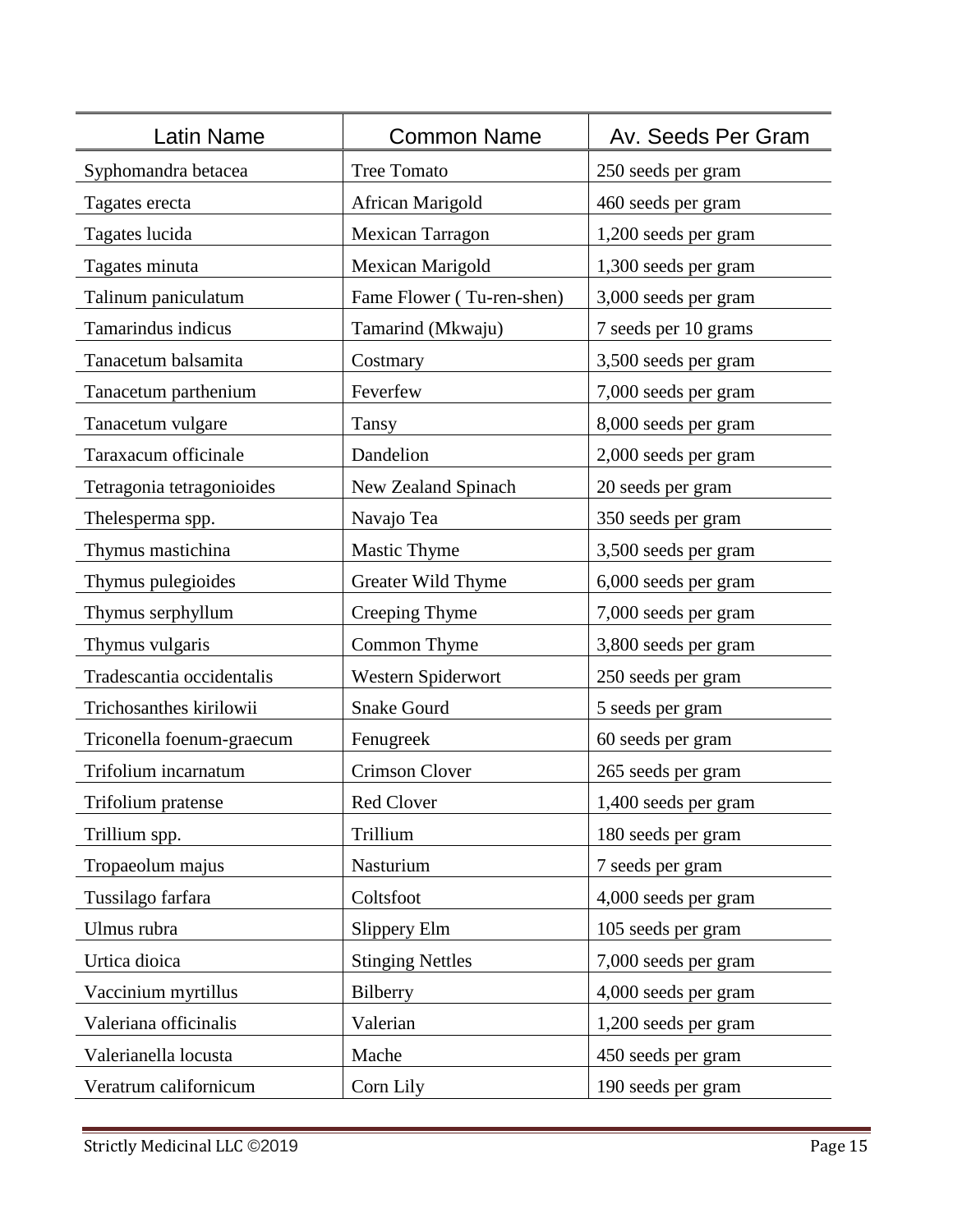| Latin Name | Common Name | Av. Seeds Per Gram |
| --- | --- | --- |
| Syphomandra betacea | Tree Tomato | 250 seeds per gram |
| Tagates erecta | African Marigold | 460 seeds per gram |
| Tagates lucida | Mexican Tarragon | 1,200 seeds per gram |
| Tagates minuta | Mexican Marigold | 1,300 seeds per gram |
| Talinum paniculatum | Fame Flower ( Tu-ren-shen) | 3,000 seeds per gram |
| Tamarindus indicus | Tamarind (Mkwaju) | 7 seeds per 10 grams |
| Tanacetum balsamita | Costmary | 3,500 seeds per gram |
| Tanacetum parthenium | Feverfew | 7,000 seeds per gram |
| Tanacetum vulgare | Tansy | 8,000 seeds per gram |
| Taraxacum officinale | Dandelion | 2,000 seeds per gram |
| Tetragonia tetragonioides | New Zealand Spinach | 20 seeds per gram |
| Thelesperma spp. | Navajo Tea | 350 seeds per gram |
| Thymus mastichina | Mastic Thyme | 3,500 seeds per gram |
| Thymus pulegioides | Greater Wild Thyme | 6,000 seeds per gram |
| Thymus serphyllum | Creeping Thyme | 7,000 seeds per gram |
| Thymus vulgaris | Common Thyme | 3,800 seeds per gram |
| Tradescantia occidentalis | Western Spiderwort | 250 seeds per gram |
| Trichosanthes kirilowii | Snake Gourd | 5 seeds per gram |
| Triconella foenum-graecum | Fenugreek | 60 seeds per gram |
| Trifolium incarnatum | Crimson Clover | 265 seeds per gram |
| Trifolium pratense | Red Clover | 1,400 seeds per gram |
| Trillium spp. | Trillium | 180 seeds per gram |
| Tropaeolum majus | Nasturium | 7 seeds per gram |
| Tussilago farfara | Coltsfoot | 4,000 seeds per gram |
| Ulmus rubra | Slippery Elm | 105 seeds per gram |
| Urtica dioica | Stinging Nettles | 7,000 seeds per gram |
| Vaccinium myrtillus | Bilberry | 4,000 seeds per gram |
| Valeriana officinalis | Valerian | 1,200 seeds per gram |
| Valerianella locusta | Mache | 450 seeds per gram |
| Veratrum californicum | Corn Lily | 190 seeds per gram |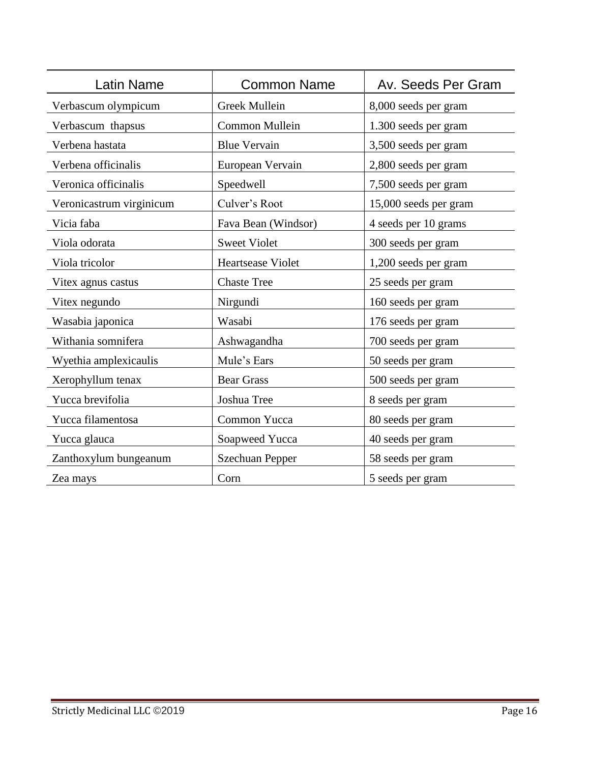| Latin Name | Common Name | Av. Seeds Per Gram |
| --- | --- | --- |
| Verbascum olympicum | Greek Mullein | 8,000 seeds per gram |
| Verbascum  thapsus | Common Mullein | 1.300 seeds per gram |
| Verbena hastata | Blue Vervain | 3,500 seeds per gram |
| Verbena officinalis | European Vervain | 2,800 seeds per gram |
| Veronica officinalis | Speedwell | 7,500 seeds per gram |
| Veronicastrum virginicum | Culver's Root | 15,000 seeds per gram |
| Vicia faba | Fava Bean (Windsor) | 4 seeds per 10 grams |
| Viola odorata | Sweet Violet | 300 seeds per gram |
| Viola tricolor | Heartsease Violet | 1,200 seeds per gram |
| Vitex agnus castus | Chaste Tree | 25 seeds per gram |
| Vitex negundo | Nirgundi | 160 seeds per gram |
| Wasabia japonica | Wasabi | 176 seeds per gram |
| Withania somnifera | Ashwagandha | 700 seeds per gram |
| Wyethia amplexicaulis | Mule's Ears | 50 seeds per gram |
| Xerophyllum tenax | Bear Grass | 500 seeds per gram |
| Yucca brevifolia | Joshua Tree | 8 seeds per gram |
| Yucca filamentosa | Common Yucca | 80 seeds per gram |
| Yucca glauca | Soapweed Yucca | 40 seeds per gram |
| Zanthoxylum bungeanum | Szechuan Pepper | 58 seeds per gram |
| Zea mays | Corn | 5 seeds per gram |